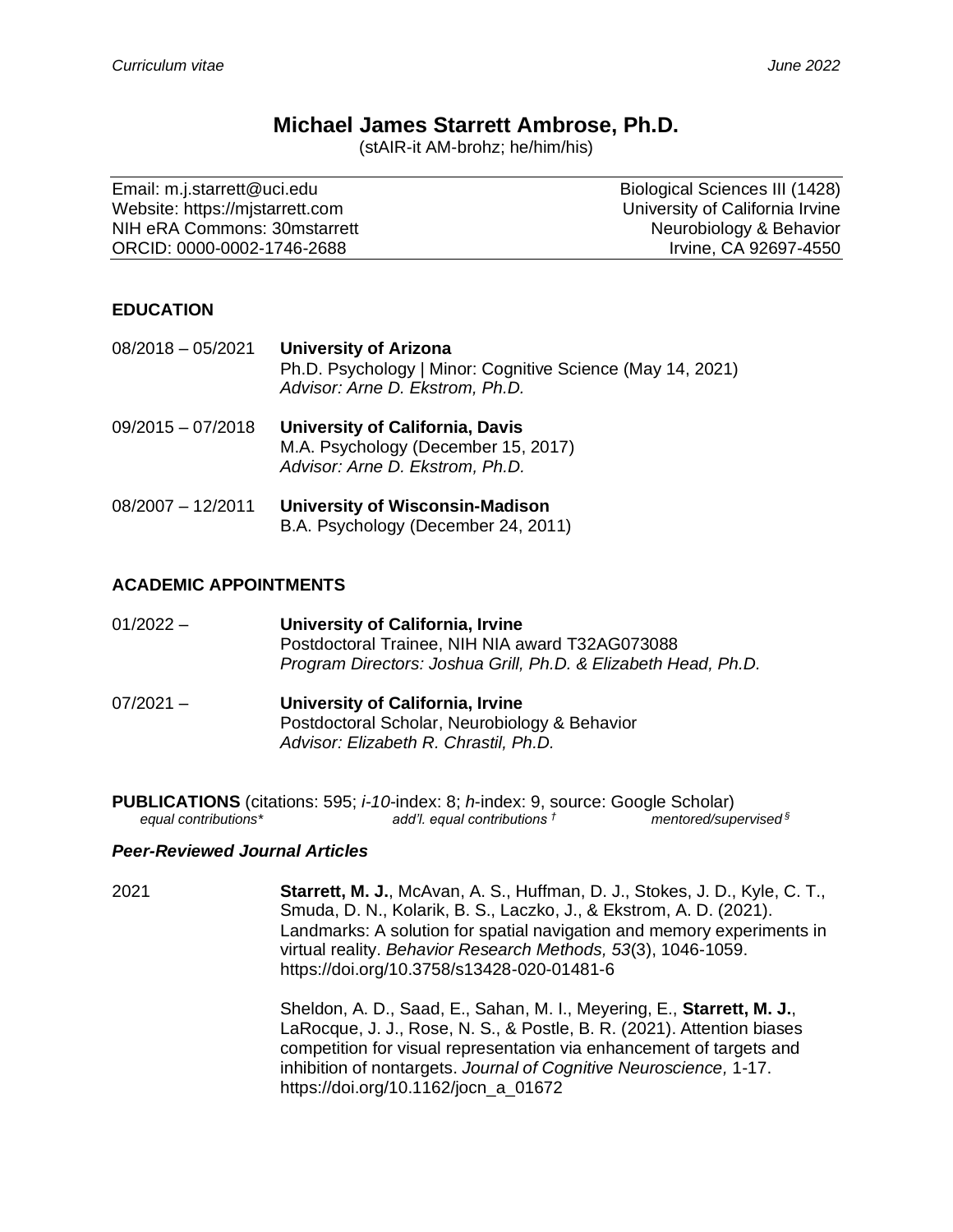# Michael James Starrett Ambrose, Ph.D.

(stAIR-it AM-brohz; he/him/his)

| | |
|---|---|
| Email: m.j.starrett@uci.edu | Biological Sciences III (1428) |
| Website: https://mjstarrett.com | University of California Irvine |
| NIH eRA Commons: 30mstarrett | Neurobiology & Behavior |
| ORCID: 0000-0002-1746-2688 | Irvine, CA 92697-4550 |

## EDUCATION

08/2018 – 05/2021 **University of Arizona**
Ph.D. Psychology | Minor: Cognitive Science (May 14, 2021)
*Advisor: Arne D. Ekstrom, Ph.D.*

09/2015 – 07/2018 **University of California, Davis**
M.A. Psychology (December 15, 2017)
*Advisor: Arne D. Ekstrom, Ph.D.*

08/2007 – 12/2011 **University of Wisconsin-Madison**
B.A. Psychology (December 24, 2011)

## ACADEMIC APPOINTMENTS

01/2022 – **University of California, Irvine**
Postdoctoral Trainee, NIH NIA award T32AG073088
*Program Directors: Joshua Grill, Ph.D. & Elizabeth Head, Ph.D.*

07/2021 – **University of California, Irvine**
Postdoctoral Scholar, Neurobiology & Behavior
*Advisor: Elizabeth R. Chrastil, Ph.D.*

## PUBLICATIONS (citations: 595; *i-10*-index: 8; *h*-index: 9, source: Google Scholar)

*equal contributions** *add'l. equal contributions †* *mentored/supervised §*

### *Peer-Reviewed Journal Articles*

2021

**Starrett, M. J.**, McAvan, A. S., Huffman, D. J., Stokes, J. D., Kyle, C. T., Smuda, D. N., Kolarik, B. S., Laczko, J., & Ekstrom, A. D. (2021). Landmarks: A solution for spatial navigation and memory experiments in virtual reality. *Behavior Research Methods, 53*(3), 1046-1059. https://doi.org/10.3758/s13428-020-01481-6

Sheldon, A. D., Saad, E., Sahan, M. I., Meyering, E., **Starrett, M. J.**, LaRocque, J. J., Rose, N. S., & Postle, B. R. (2021). Attention biases competition for visual representation via enhancement of targets and inhibition of nontargets. *Journal of Cognitive Neuroscience,* 1-17. https://doi.org/10.1162/jocn_a_01672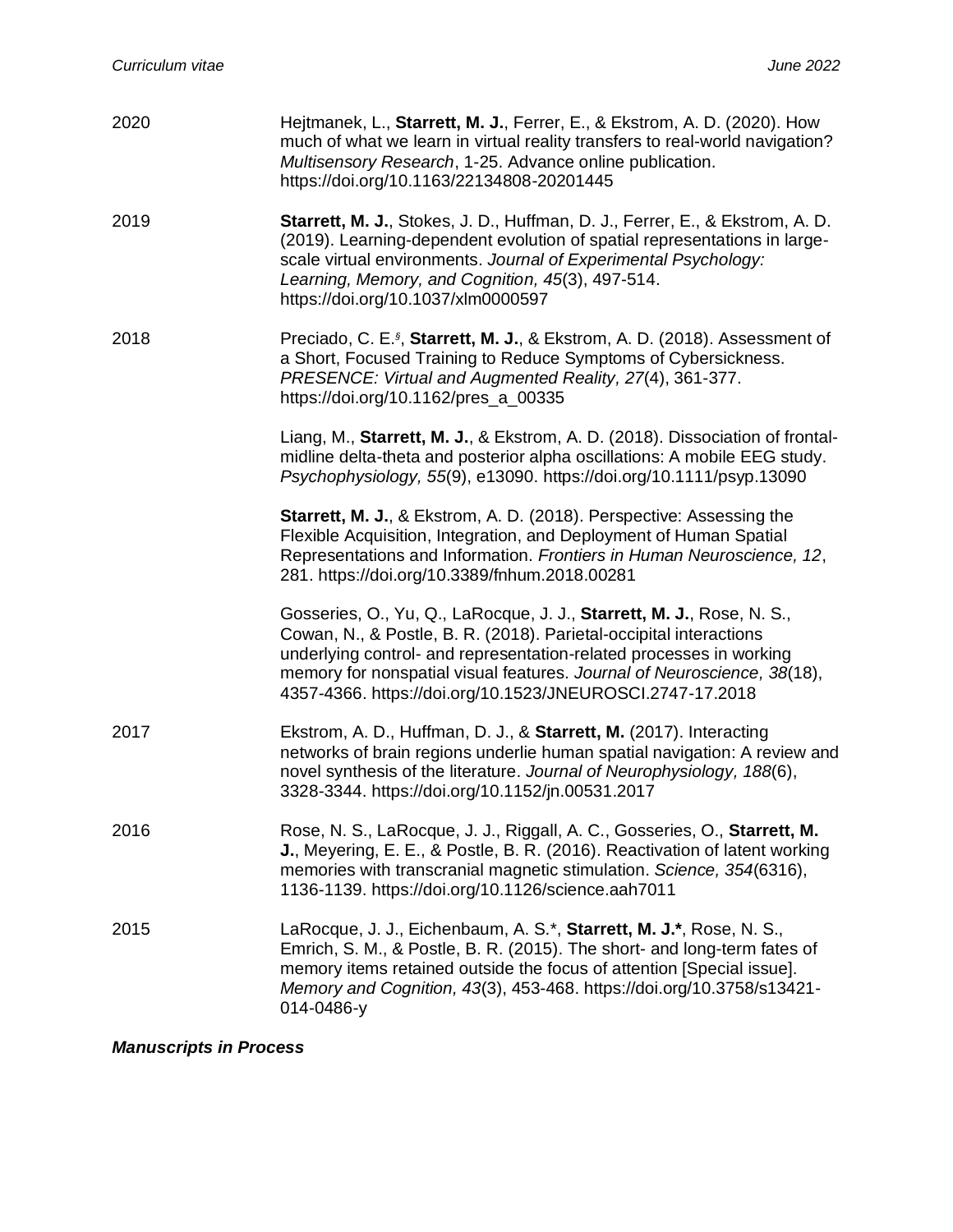2020 Hejtmanek, L., **Starrett, M. J.**, Ferrer, E., & Ekstrom, A. D. (2020). How much of what we learn in virtual reality transfers to real-world navigation? *Multisensory Research*, 1-25. Advance online publication. https://doi.org/10.1163/22134808-20201445

2019 **Starrett, M. J.**, Stokes, J. D., Huffman, D. J., Ferrer, E., & Ekstrom, A. D. (2019). Learning-dependent evolution of spatial representations in large-scale virtual environments. *Journal of Experimental Psychology: Learning, Memory, and Cognition, 45*(3), 497-514. https://doi.org/10.1037/xlm0000597

2018 Preciado, C. E.[§], **Starrett, M. J.**, & Ekstrom, A. D. (2018). Assessment of a Short, Focused Training to Reduce Symptoms of Cybersickness. *PRESENCE: Virtual and Augmented Reality, 27*(4), 361-377. https://doi.org/10.1162/pres_a_00335

Liang, M., **Starrett, M. J.**, & Ekstrom, A. D. (2018). Dissociation of frontal-midline delta-theta and posterior alpha oscillations: A mobile EEG study. *Psychophysiology, 55*(9), e13090. https://doi.org/10.1111/psyp.13090

**Starrett, M. J.**, & Ekstrom, A. D. (2018). Perspective: Assessing the Flexible Acquisition, Integration, and Deployment of Human Spatial Representations and Information. *Frontiers in Human Neuroscience, 12*, 281. https://doi.org/10.3389/fnhum.2018.00281

Gosseries, O., Yu, Q., LaRocque, J. J., **Starrett, M. J.**, Rose, N. S., Cowan, N., & Postle, B. R. (2018). Parietal-occipital interactions underlying control- and representation-related processes in working memory for nonspatial visual features. *Journal of Neuroscience, 38*(18), 4357-4366. https://doi.org/10.1523/JNEUROSCI.2747-17.2018

2017 Ekstrom, A. D., Huffman, D. J., & **Starrett, M.** (2017). Interacting networks of brain regions underlie human spatial navigation: A review and novel synthesis of the literature. *Journal of Neurophysiology, 188*(6), 3328-3344. https://doi.org/10.1152/jn.00531.2017

2016 Rose, N. S., LaRocque, J. J., Riggall, A. C., Gosseries, O., **Starrett, M. J.**, Meyering, E. E., & Postle, B. R. (2016). Reactivation of latent working memories with transcranial magnetic stimulation. *Science, 354*(6316), 1136-1139. https://doi.org/10.1126/science.aah7011

2015 LaRocque, J. J., Eichenbaum, A. S.*, **Starrett, M. J.***, Rose, N. S., Emrich, S. M., & Postle, B. R. (2015). The short- and long-term fates of memory items retained outside the focus of attention [Special issue]. *Memory and Cognition, 43*(3), 453-468. https://doi.org/10.3758/s13421-014-0486-y

***Manuscripts in Process***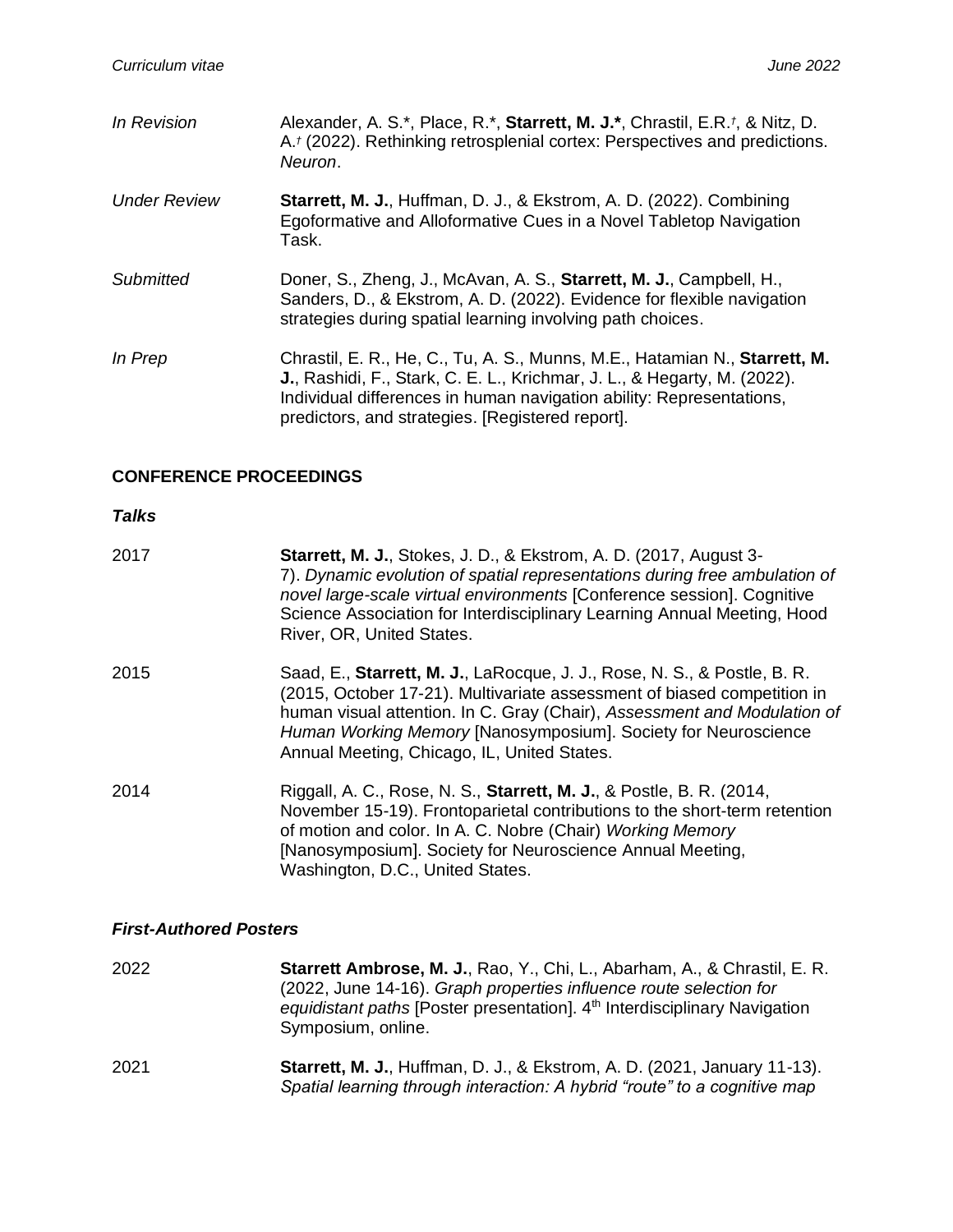| | |
|---|---|
| *In Revision* | Alexander, A. S.\*, Place, R.\*, **Starrett, M. J.\***, Chrastil, E.R.[†], & Nitz, D. A.[†] (2022). Rethinking retrosplenial cortex: Perspectives and predictions. *Neuron*. |
| *Under Review* | **Starrett, M. J.**, Huffman, D. J., & Ekstrom, A. D. (2022). Combining Egoformative and Alloformative Cues in a Novel Tabletop Navigation Task. |
| *Submitted* | Doner, S., Zheng, J., McAvan, A. S., **Starrett, M. J.**, Campbell, H., Sanders, D., & Ekstrom, A. D. (2022). Evidence for flexible navigation strategies during spatial learning involving path choices. |
| *In Prep* | Chrastil, E. R., He, C., Tu, A. S., Munns, M.E., Hatamian N., **Starrett, M. J.**, Rashidi, F., Stark, C. E. L., Krichmar, J. L., & Hegarty, M. (2022). Individual differences in human navigation ability: Representations, predictors, and strategies. [Registered report]. |

## CONFERENCE PROCEEDINGS

### *Talks*

| | |
|---|---|
| 2017 | **Starrett, M. J.**, Stokes, J. D., & Ekstrom, A. D. (2017, August 3-7). *Dynamic evolution of spatial representations during free ambulation of novel large-scale virtual environments* [Conference session]. Cognitive Science Association for Interdisciplinary Learning Annual Meeting, Hood River, OR, United States. |
| 2015 | Saad, E., **Starrett, M. J.**, LaRocque, J. J., Rose, N. S., & Postle, B. R. (2015, October 17-21). Multivariate assessment of biased competition in human visual attention. In C. Gray (Chair), *Assessment and Modulation of Human Working Memory* [Nanosymposium]. Society for Neuroscience Annual Meeting, Chicago, IL, United States. |
| 2014 | Riggall, A. C., Rose, N. S., **Starrett, M. J.**, & Postle, B. R. (2014, November 15-19). Frontoparietal contributions to the short-term retention of motion and color. In A. C. Nobre (Chair) *Working Memory* [Nanosymposium]. Society for Neuroscience Annual Meeting, Washington, D.C., United States. |

### *First-Authored Posters*

| | |
|---|---|
| 2022 | **Starrett Ambrose, M. J.**, Rao, Y., Chi, L., Abarham, A., & Chrastil, E. R. (2022, June 14-16). *Graph properties influence route selection for equidistant paths* [Poster presentation]. 4th Interdisciplinary Navigation Symposium, online. |
| 2021 | **Starrett, M. J.**, Huffman, D. J., & Ekstrom, A. D. (2021, January 11-13). *Spatial learning through interaction: A hybrid "route" to a cognitive map* |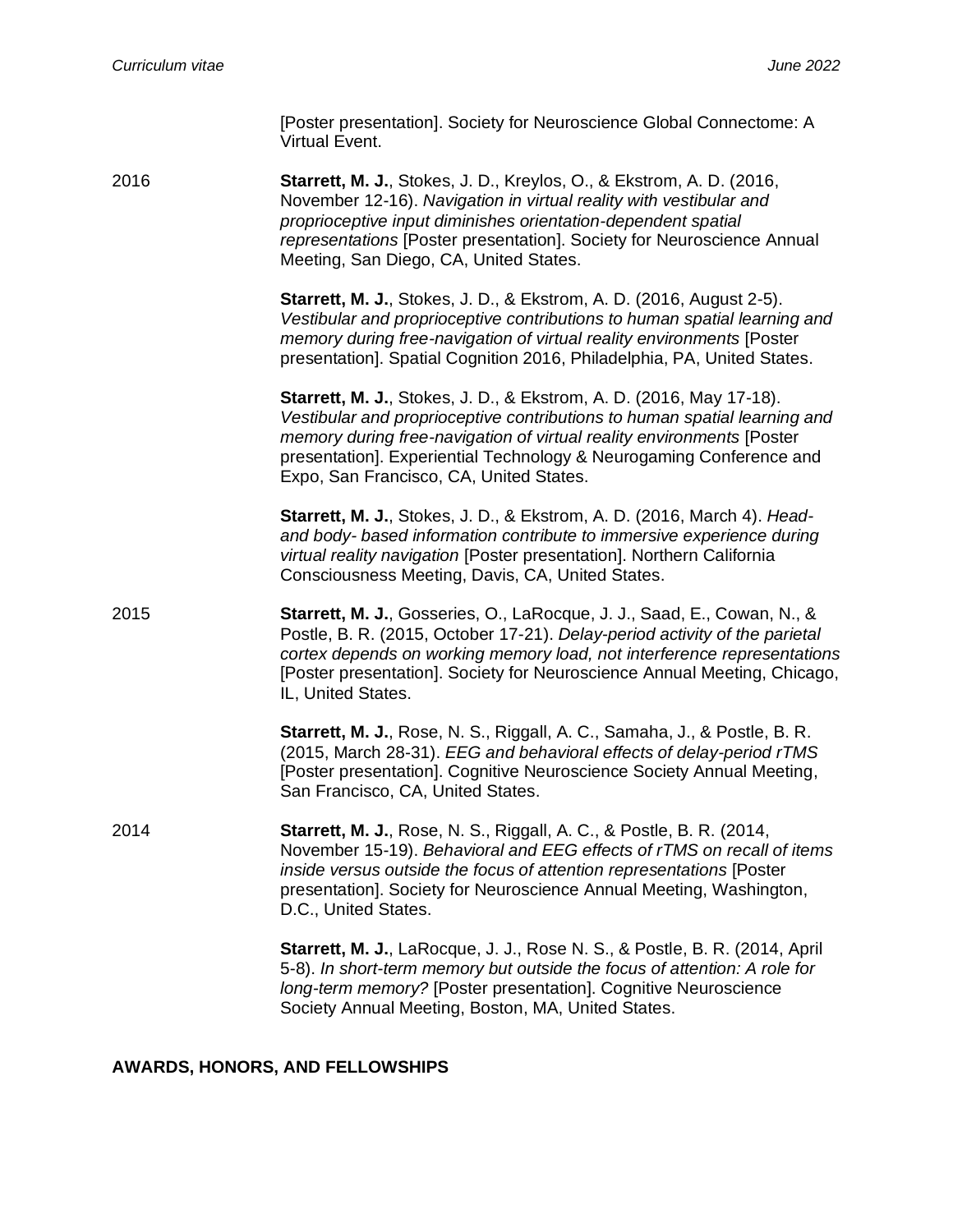[Poster presentation]. Society for Neuroscience Global Connectome: A Virtual Event.

2016

**Starrett, M. J.**, Stokes, J. D., Kreylos, O., & Ekstrom, A. D. (2016, November 12-16). *Navigation in virtual reality with vestibular and proprioceptive input diminishes orientation-dependent spatial representations* [Poster presentation]. Society for Neuroscience Annual Meeting, San Diego, CA, United States.

**Starrett, M. J.**, Stokes, J. D., & Ekstrom, A. D. (2016, August 2-5). *Vestibular and proprioceptive contributions to human spatial learning and memory during free-navigation of virtual reality environments* [Poster presentation]. Spatial Cognition 2016, Philadelphia, PA, United States.

**Starrett, M. J.**, Stokes, J. D., & Ekstrom, A. D. (2016, May 17-18). *Vestibular and proprioceptive contributions to human spatial learning and memory during free-navigation of virtual reality environments* [Poster presentation]. Experiential Technology & Neurogaming Conference and Expo, San Francisco, CA, United States.

**Starrett, M. J.**, Stokes, J. D., & Ekstrom, A. D. (2016, March 4). *Head- and body- based information contribute to immersive experience during virtual reality navigation* [Poster presentation]. Northern California Consciousness Meeting, Davis, CA, United States.

2015

**Starrett, M. J.**, Gosseries, O., LaRocque, J. J., Saad, E., Cowan, N., & Postle, B. R. (2015, October 17-21). *Delay-period activity of the parietal cortex depends on working memory load, not interference representations* [Poster presentation]. Society for Neuroscience Annual Meeting, Chicago, IL, United States.

**Starrett, M. J.**, Rose, N. S., Riggall, A. C., Samaha, J., & Postle, B. R. (2015, March 28-31). *EEG and behavioral effects of delay-period rTMS* [Poster presentation]. Cognitive Neuroscience Society Annual Meeting, San Francisco, CA, United States.

2014

**Starrett, M. J.**, Rose, N. S., Riggall, A. C., & Postle, B. R. (2014, November 15-19). *Behavioral and EEG effects of rTMS on recall of items inside versus outside the focus of attention representations* [Poster presentation]. Society for Neuroscience Annual Meeting, Washington, D.C., United States.

**Starrett, M. J.**, LaRocque, J. J., Rose N. S., & Postle, B. R. (2014, April 5-8). *In short-term memory but outside the focus of attention: A role for long-term memory?* [Poster presentation]. Cognitive Neuroscience Society Annual Meeting, Boston, MA, United States.

## AWARDS, HONORS, AND FELLOWSHIPS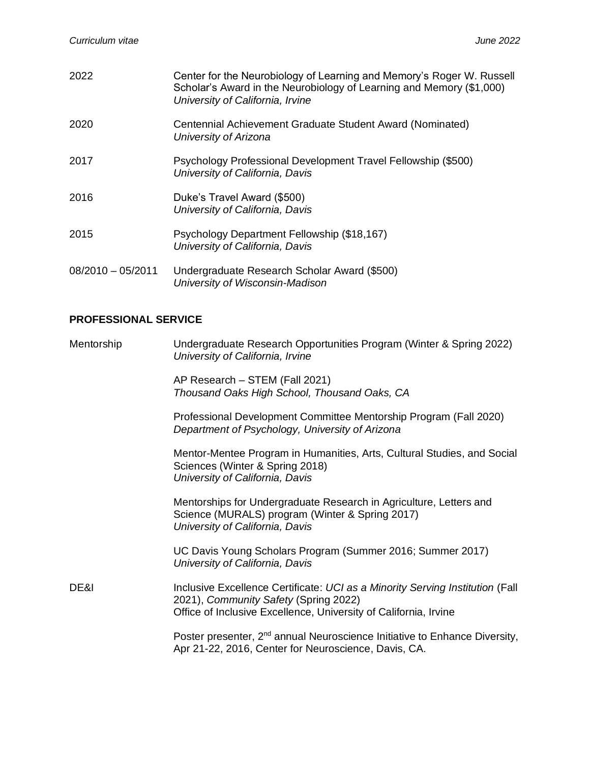| | |
|---|---|
| 2022 | Center for the Neurobiology of Learning and Memory's Roger W. Russell Scholar's Award in the Neurobiology of Learning and Memory ($1,000)<br>*University of California, Irvine* |
| 2020 | Centennial Achievement Graduate Student Award (Nominated)<br>*University of Arizona* |
| 2017 | Psychology Professional Development Travel Fellowship ($500)<br>*University of California, Davis* |
| 2016 | Duke's Travel Award ($500)<br>*University of California, Davis* |
| 2015 | Psychology Department Fellowship ($18,167)<br>*University of California, Davis* |
| 08/2010 – 05/2011 | Undergraduate Research Scholar Award ($500)<br>*University of Wisconsin-Madison* |

## PROFESSIONAL SERVICE

| | |
|---|---|
| Mentorship | Undergraduate Research Opportunities Program (Winter & Spring 2022)<br>*University of California, Irvine* |
| | AP Research – STEM (Fall 2021)<br>*Thousand Oaks High School, Thousand Oaks, CA* |
| | Professional Development Committee Mentorship Program (Fall 2020)<br>*Department of Psychology, University of Arizona* |
| | Mentor-Mentee Program in Humanities, Arts, Cultural Studies, and Social Sciences (Winter & Spring 2018)<br>*University of California, Davis* |
| | Mentorships for Undergraduate Research in Agriculture, Letters and Science (MURALS) program (Winter & Spring 2017)<br>*University of California, Davis* |
| | UC Davis Young Scholars Program (Summer 2016; Summer 2017)<br>*University of California, Davis* |
| DE&I | Inclusive Excellence Certificate: *UCI as a Minority Serving Institution* (Fall 2021), *Community Safety* (Spring 2022)<br>Office of Inclusive Excellence, University of California, Irvine |
| | Poster presenter, 2nd annual Neuroscience Initiative to Enhance Diversity, Apr 21-22, 2016, Center for Neuroscience, Davis, CA. |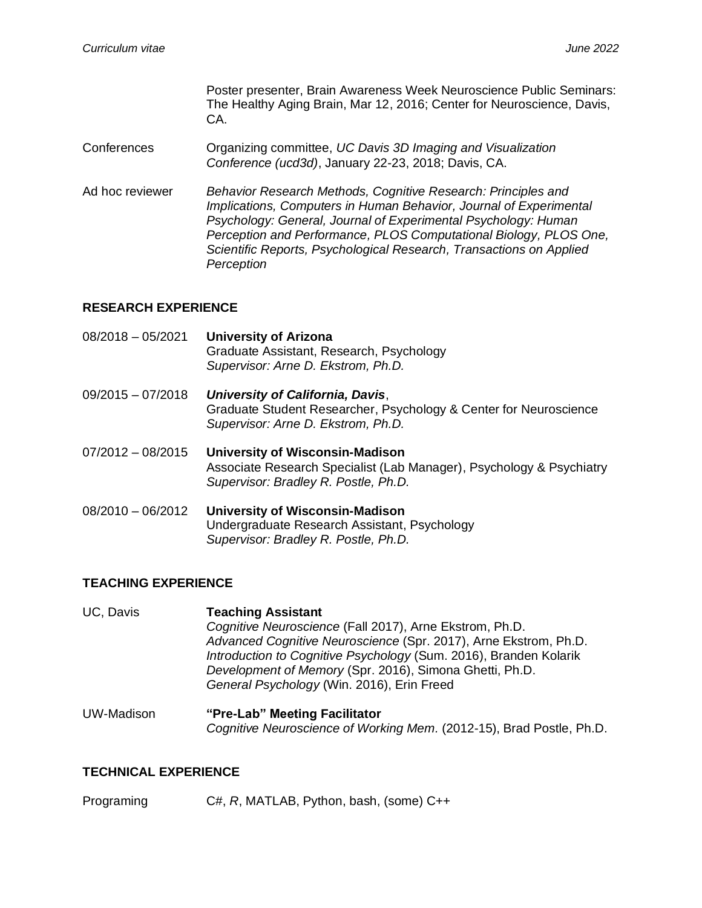Poster presenter, Brain Awareness Week Neuroscience Public Seminars: The Healthy Aging Brain, Mar 12, 2016; Center for Neuroscience, Davis, CA.

Conferences — Organizing committee, *UC Davis 3D Imaging and Visualization Conference (ucd3d)*, January 22-23, 2018; Davis, CA.

Ad hoc reviewer — *Behavior Research Methods, Cognitive Research: Principles and Implications, Computers in Human Behavior, Journal of Experimental Psychology: General, Journal of Experimental Psychology: Human Perception and Performance, PLOS Computational Biology, PLOS One, Scientific Reports, Psychological Research, Transactions on Applied Perception*

## RESEARCH EXPERIENCE

08/2018 – 05/2021 **University of Arizona**
Graduate Assistant, Research, Psychology
*Supervisor: Arne D. Ekstrom, Ph.D.*

09/2015 – 07/2018 ***University of California, Davis***,
Graduate Student Researcher, Psychology & Center for Neuroscience
*Supervisor: Arne D. Ekstrom, Ph.D.*

07/2012 – 08/2015 **University of Wisconsin-Madison**
Associate Research Specialist (Lab Manager), Psychology & Psychiatry
*Supervisor: Bradley R. Postle, Ph.D.*

08/2010 – 06/2012 **University of Wisconsin-Madison**
Undergraduate Research Assistant, Psychology
*Supervisor: Bradley R. Postle, Ph.D.*

## TEACHING EXPERIENCE

UC, Davis **Teaching Assistant**
*Cognitive Neuroscience* (Fall 2017), Arne Ekstrom, Ph.D.
*Advanced Cognitive Neuroscience* (Spr. 2017), Arne Ekstrom, Ph.D.
*Introduction to Cognitive Psychology* (Sum. 2016), Branden Kolarik
*Development of Memory* (Spr. 2016), Simona Ghetti, Ph.D.
*General Psychology* (Win. 2016), Erin Freed

UW-Madison **"Pre-Lab" Meeting Facilitator**
*Cognitive Neuroscience of Working Mem.* (2012-15), Brad Postle, Ph.D.

## TECHNICAL EXPERIENCE

Programing — C#, *R*, MATLAB, Python, bash, (some) C++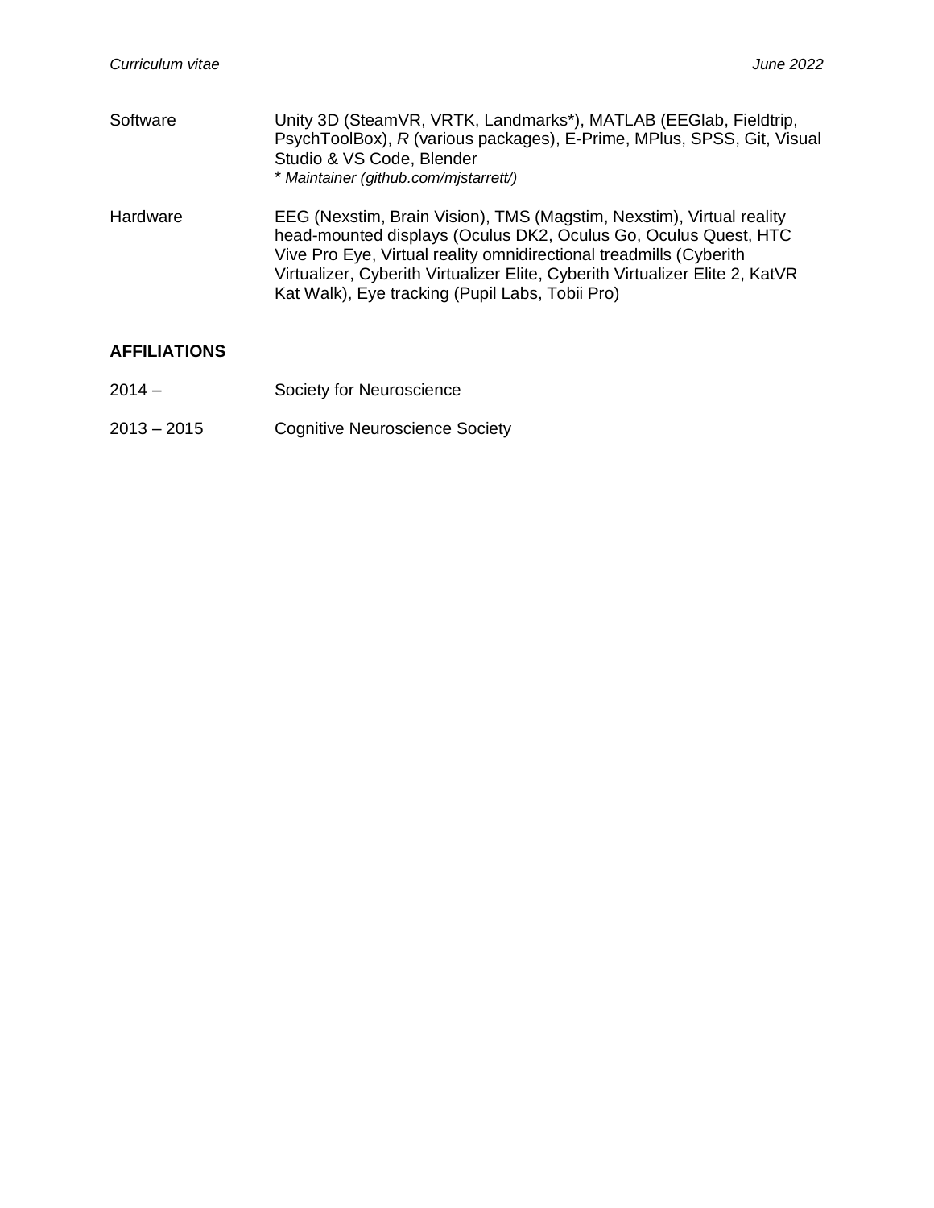| | |
|---|---|
| Software | Unity 3D (SteamVR, VRTK, Landmarks*), MATLAB (EEGlab, Fieldtrip, PsychToolBox), *R* (various packages), E-Prime, MPlus, SPSS, Git, Visual Studio & VS Code, Blender<br>* *Maintainer (github.com/mjstarrett/)* |
| Hardware | EEG (Nexstim, Brain Vision), TMS (Magstim, Nexstim), Virtual reality head-mounted displays (Oculus DK2, Oculus Go, Oculus Quest, HTC Vive Pro Eye, Virtual reality omnidirectional treadmills (Cyberith Virtualizer, Cyberith Virtualizer Elite, Cyberith Virtualizer Elite 2, KatVR Kat Walk), Eye tracking (Pupil Labs, Tobii Pro) |

## AFFILIATIONS

| | |
|---|---|
| 2014 – | Society for Neuroscience |
| 2013 – 2015 | Cognitive Neuroscience Society |